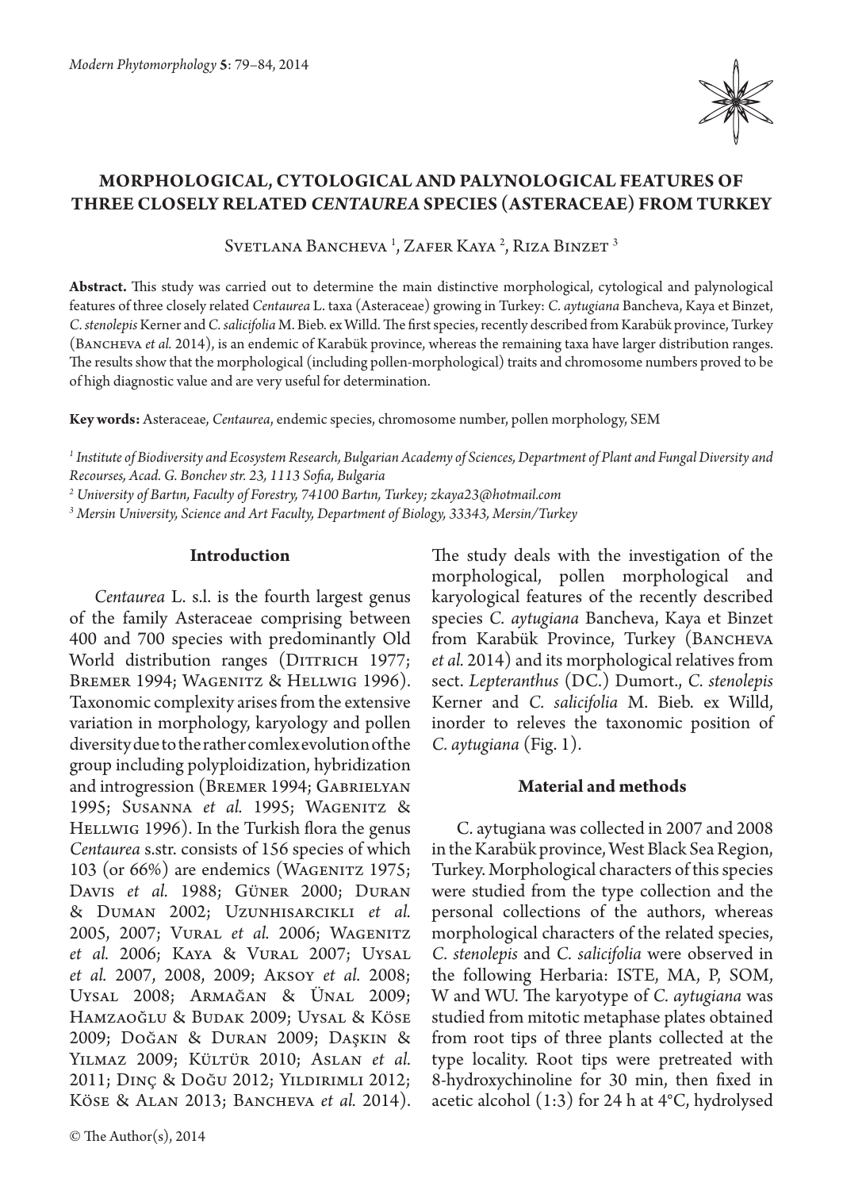# MORPHOLOGICAL, CYTOLOGICAL AND PALYNOLOGICAL FEATURES OF THREE CLOSELY RELATED *CENTAUREA* SPECIES (ASTERACEAE) FROM TURKEY

Svetlana Bancheva [1], Zafer Kaya [2], Riza Binzet [3]

**Abstract.** This study was carried out to determine the main distinctive morphological, cytological and palynological features of three closely related *Centaurea* L. taxa (Asteraceae) growing in Turkey: *C. aytugiana* Bancheva, Kaya et Binzet, *C. stenolepis* Kerner and *C. salicifolia* M. Bieb. ex Willd. The first species, recently described from Karabük province, Turkey (Bancheva *et al.* 2014), is an endemic of Karabük province, whereas the remaining taxa have larger distribution ranges. The results show that the morphological (including pollen-morphological) traits and chromosome numbers proved to be of high diagnostic value and are very useful for determination.

**Key words:** Asteraceae, *Centaurea*, endemic species, chromosome number, pollen morphology, SEM

[1] *Institute of Biodiversity and Ecosystem Research, Bulgarian Academy of Sciences, Department of Plant and Fungal Diversity and Recourses, Acad. G. Bonchev str. 23, 1113 Sofia, Bulgaria*

[2] *University of Bartın, Faculty of Forestry, 74100 Bartın, Turkey; zkaya23@hotmail.com*

[3] *Mersin University, Science and Art Faculty, Department of Biology, 33343, Mersin/Turkey*

## Introduction

*Centaurea* L. s.l. is the fourth largest genus of the family Asteraceae comprising between 400 and 700 species with predominantly Old World distribution ranges (Dittrich 1977; Bremer 1994; Wagenitz & Hellwig 1996). Taxonomic complexity arises from the extensive variation in morphology, karyology and pollen diversity due to the rather comlex evolution of the group including polyploidization, hybridization and introgression (Bremer 1994; Gabrielyan 1995; Susanna *et al.* 1995; Wagenitz & Hellwig 1996). In the Turkish flora the genus *Centaurea* s.str. consists of 156 species of which 103 (or 66%) are endemics (Wagenitz 1975; Davis *et al.* 1988; Güner 2000; Duran & Duman 2002; Uzunhisarcikli *et al.* 2005, 2007; Vural *et al.* 2006; Wagenitz *et al.* 2006; Kaya & Vural 2007; Uysal *et al.* 2007, 2008, 2009; Aksoy *et al.* 2008; Uysal 2008; Armağan & Ünal 2009; Hamzaoğlu & Budak 2009; Uysal & Köse 2009; Doğan & Duran 2009; Daşkin & Yilmaz 2009; Kültür 2010; Aslan *et al.* 2011; Dinç & Doğu 2012; Yildirimli 2012; Köse & Alan 2013; Bancheva *et al.* 2014). The study deals with the investigation of the morphological, pollen morphological and karyological features of the recently described species *C. aytugiana* Bancheva, Kaya et Binzet from Karabük Province, Turkey (Bancheva *et al.* 2014) and its morphological relatives from sect. *Lepteranthus* (DC.) Dumort., *C. stenolepis* Kerner and *C. salicifolia* M. Bieb. ex Willd, inorder to releves the taxonomic position of *C. aytugiana* (Fig. 1).

## Material and methods

C. aytugiana was collected in 2007 and 2008 in the Karabük province, West Black Sea Region, Turkey. Morphological characters of this species were studied from the type collection and the personal collections of the authors, whereas morphological characters of the related species, *C. stenolepis* and *C. salicifolia* were observed in the following Herbaria: ISTE, MA, P, SOM, W and WU. The karyotype of *C. aytugiana* was studied from mitotic metaphase plates obtained from root tips of three plants collected at the type locality. Root tips were pretreated with 8-hydroxychinoline for 30 min, then fixed in acetic alcohol (1:3) for 24 h at 4°C, hydrolysed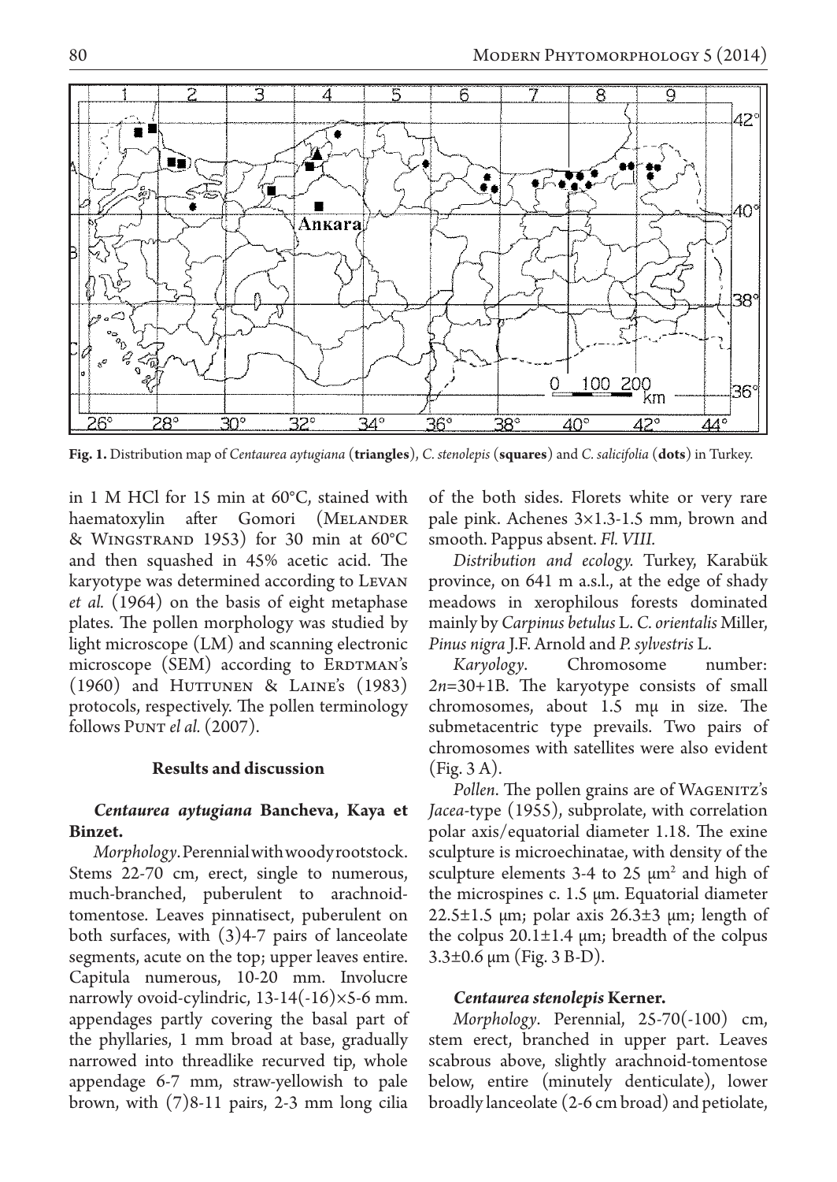**Fig. 1.** Distribution map of *Centaurea aytugiana* (**triangles**), *C. stenolepis* (**squares**) and *C. salicifolia* (**dots**) in Turkey.

in 1 M HCl for 15 min at 60°C, stained with haematoxylin after Gomori (Melander & Wingstrand 1953) for 30 min at 60°C and then squashed in 45% acetic acid. The karyotype was determined according to Levan *et al.* (1964) on the basis of eight metaphase plates. The pollen morphology was studied by light microscope (LM) and scanning electronic microscope (SEM) according to Erdtman's (1960) and Huttunen & Laine's (1983) protocols, respectively. The pollen terminology follows Punt *el al.* (2007).

## Results and discussion

### *Centaurea aytugiana* Bancheva, Kaya et Binzet.

*Morphology*. Perennial with woody rootstock. Stems 22-70 cm, erect, single to numerous, much-branched, puberulent to arachnoid-tomentose. Leaves pinnatisect, puberulent on both surfaces, with (3)4-7 pairs of lanceolate segments, acute on the top; upper leaves entire. Capitula numerous, 10-20 mm. Involucre narrowly ovoid-cylindric, 13-14(-16)×5-6 mm. appendages partly covering the basal part of the phyllaries, 1 mm broad at base, gradually narrowed into threadlike recurved tip, whole appendage 6-7 mm, straw-yellowish to pale brown, with (7)8-11 pairs, 2-3 mm long cilia of the both sides. Florets white or very rare pale pink. Achenes 3×1.3-1.5 mm, brown and smooth. Pappus absent. *Fl. VIII.*

*Distribution and ecology.* Turkey, Karabük province, on 641 m a.s.l., at the edge of shady meadows in xerophilous forests dominated mainly by *Carpinus betulus* L. *C. orientalis* Miller, *Pinus nigra* J.F. Arnold and *P. sylvestris* L.

*Karyology*. Chromosome number: $2n$=30+1B. The karyotype consists of small chromosomes, about 1.5 mμ in size. The submetacentric type prevails. Two pairs of chromosomes with satellites were also evident (Fig. 3 A).

*Pollen*. The pollen grains are of Wagenitz's *Jacea*-type (1955), subprolate, with correlation polar axis/equatorial diameter 1.18. The exine sculpture is microechinatae, with density of the sculpture elements 3-4 to 25 μm² and high of the microspines c. 1.5 μm. Equatorial diameter 22.5±1.5 μm; polar axis 26.3±3 μm; length of the colpus 20.1±1.4 μm; breadth of the colpus 3.3±0.6 μm (Fig. 3 B-D).

### *Centaurea stenolepis* Kerner.

*Morphology*. Perennial, 25-70(-100) cm, stem erect, branched in upper part. Leaves scabrous above, slightly arachnoid-tomentose below, entire (minutely denticulate), lower broadly lanceolate (2-6 cm broad) and petiolate,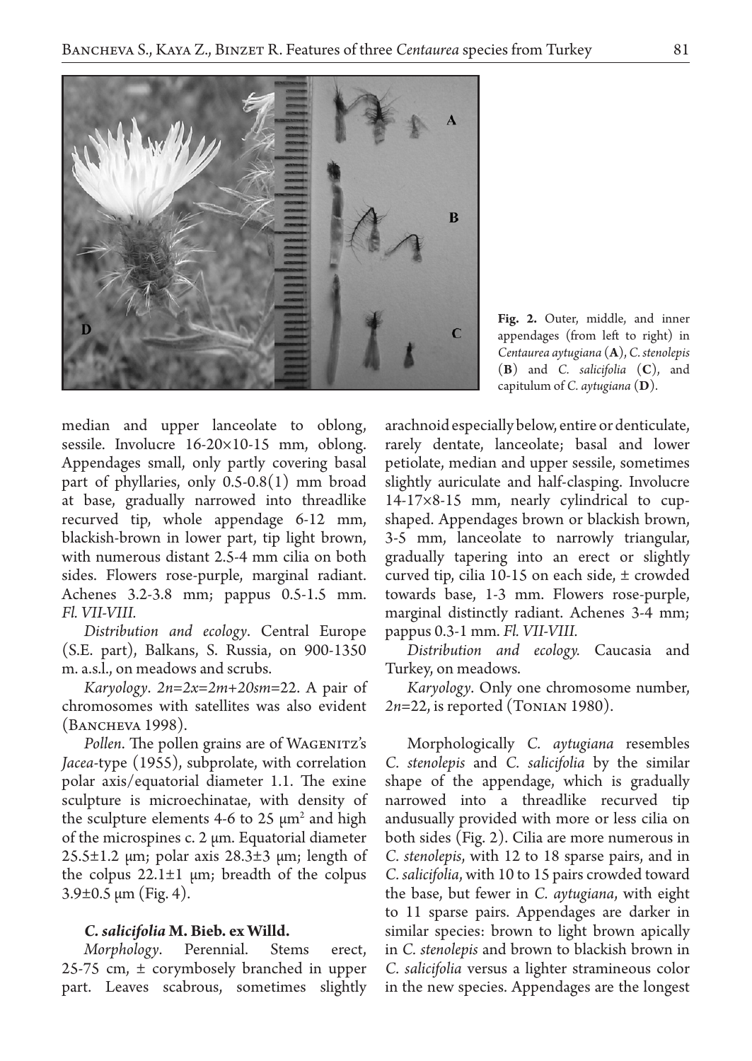Fig. 2. Outer, middle, and inner appendages (from left to right) in *Centaurea aytugiana* (**A**), *C. stenolepis* (**B**) and *C. salicifolia* (**C**), and capitulum of *C. aytugiana* (**D**).

median and upper lanceolate to oblong, sessile. Involucre 16-20×10-15 mm, oblong. Appendages small, only partly covering basal part of phyllaries, only 0.5-0.8(1) mm broad at base, gradually narrowed into threadlike recurved tip, whole appendage 6-12 mm, blackish-brown in lower part, tip light brown, with numerous distant 2.5-4 mm cilia on both sides. Flowers rose-purple, marginal radiant. Achenes 3.2-3.8 mm; pappus 0.5-1.5 mm. *Fl. VII-VIII.*

*Distribution and ecology*. Central Europe (S.E. part), Balkans, S. Russia, on 900-1350 m. a.s.l., on meadows and scrubs.

*Karyology*. $2n=2x=2m+20sm=22$. A pair of chromosomes with satellites was also evident (Bancheva 1998).

*Pollen*. The pollen grains are of Wagenitz's *Jacea*-type (1955), subprolate, with correlation polar axis/equatorial diameter 1.1. The exine sculpture is microechinatae, with density of the sculpture elements 4-6 to 25 μm$^2$ and high of the microspines c. 2 μm. Equatorial diameter 25.5±1.2 μm; polar axis 28.3±3 μm; length of the colpus 22.1±1 μm; breadth of the colpus 3.9±0.5 μm (Fig. 4).

### *C. salicifolia* M. Bieb. ex Willd.

*Morphology*. Perennial. Stems erect, 25-75 cm, ± corymbosely branched in upper part. Leaves scabrous, sometimes slightly arachnoid especially below, entire or denticulate, rarely dentate, lanceolate; basal and lower petiolate, median and upper sessile, sometimes slightly auriculate and half-clasping. Involucre 14-17×8-15 mm, nearly cylindrical to cup-shaped. Appendages brown or blackish brown, 3-5 mm, lanceolate to narrowly triangular, gradually tapering into an erect or slightly curved tip, cilia 10-15 on each side, ± crowded towards base, 1-3 mm. Flowers rose-purple, marginal distinctly radiant. Achenes 3-4 mm; pappus 0.3-1 mm. *Fl. VII-VIII.*

*Distribution and ecology.* Caucasia and Turkey, on meadows.

*Karyology*. Only one chromosome number, $2n=22$, is reported (Tonian 1980).

Morphologically *C. aytugiana* resembles *C. stenolepis* and *C. salicifolia* by the similar shape of the appendage, which is gradually narrowed into a threadlike recurved tip andusually provided with more or less cilia on both sides (Fig. 2). Cilia are more numerous in *C. stenolepis*, with 12 to 18 sparse pairs, and in *C. salicifolia*, with 10 to 15 pairs crowded toward the base, but fewer in *C. aytugiana*, with eight to 11 sparse pairs. Appendages are darker in similar species: brown to light brown apically in *C. stenolepis* and brown to blackish brown in *C. salicifolia* versus a lighter stramineous color in the new species. Appendages are the longest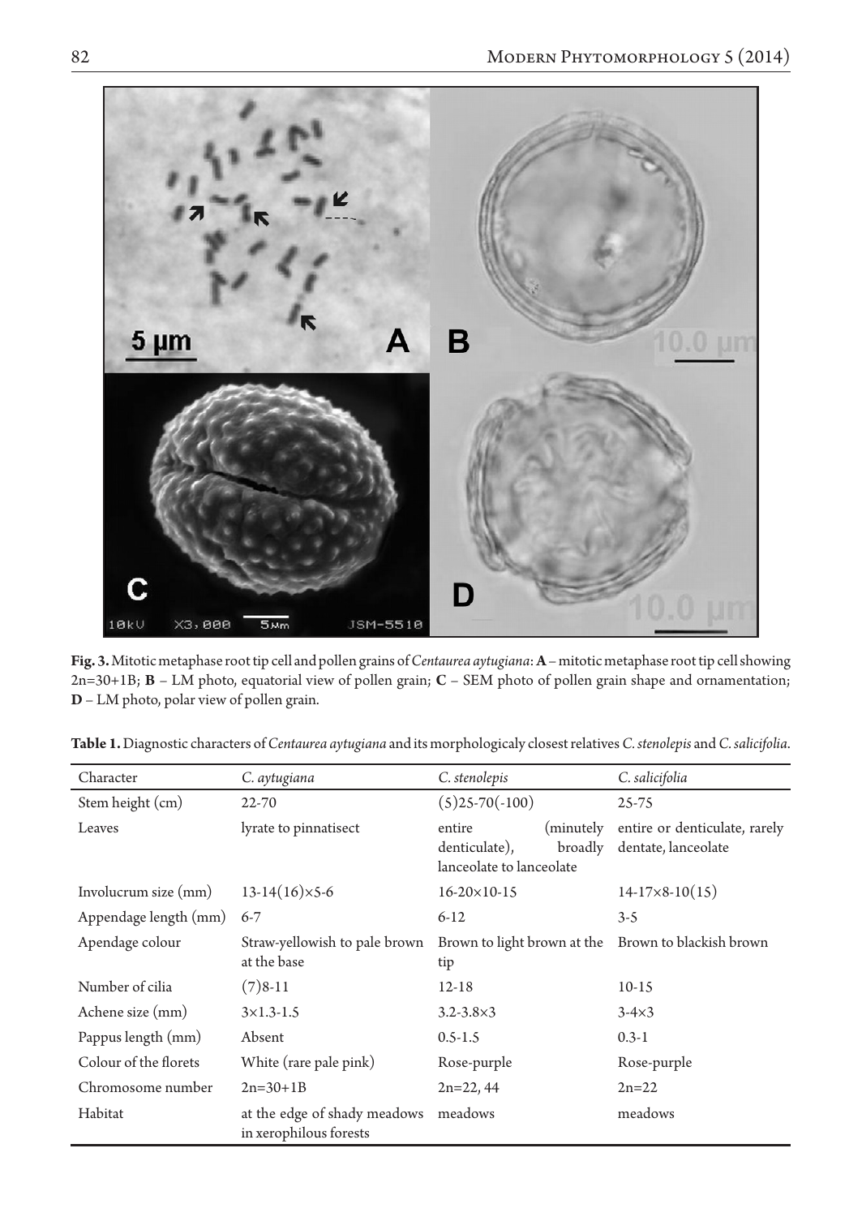**Fig. 3.** Mitotic metaphase root tip cell and pollen grains of *Centaurea aytugiana*: **A** – mitotic metaphase root tip cell showing 2n=30+1B; **B** – LM photo, equatorial view of pollen grain; **C** – SEM photo of pollen grain shape and ornamentation; **D** – LM photo, polar view of pollen grain.

**Table 1.** Diagnostic characters of *Centaurea aytugiana* and its morphologicaly closest relatives *C. stenolepis* and *C. salicifolia*.

| Character | *C. aytugiana* | *C. stenolepis* | *C. salicifolia* |
|---|---|---|---|
| Stem height (cm) | 22-70 | (5)25-70(-100) | 25-75 |
| Leaves | lyrate to pinnatisect | entire (minutely denticulate), broadly lanceolate to lanceolate | entire or denticulate, rarely dentate, lanceolate |
| Involucrum size (mm) | 13-14(16)×5-6 | 16-20×10-15 | 14-17×8-10(15) |
| Appendage length (mm) | 6-7 | 6-12 | 3-5 |
| Apendage colour | Straw-yellowish to pale brown at the base | Brown to light brown at the tip | Brown to blackish brown |
| Number of cilia | (7)8-11 | 12-18 | 10-15 |
| Achene size (mm) | 3×1.3-1.5 | 3.2-3.8×3 | 3-4×3 |
| Pappus length (mm) | Absent | 0.5-1.5 | 0.3-1 |
| Colour of the florets | White (rare pale pink) | Rose-purple | Rose-purple |
| Chromosome number | 2n=30+1B | 2n=22, 44 | 2n=22 |
| Habitat | at the edge of shady meadows in xerophilous forests | meadows | meadows |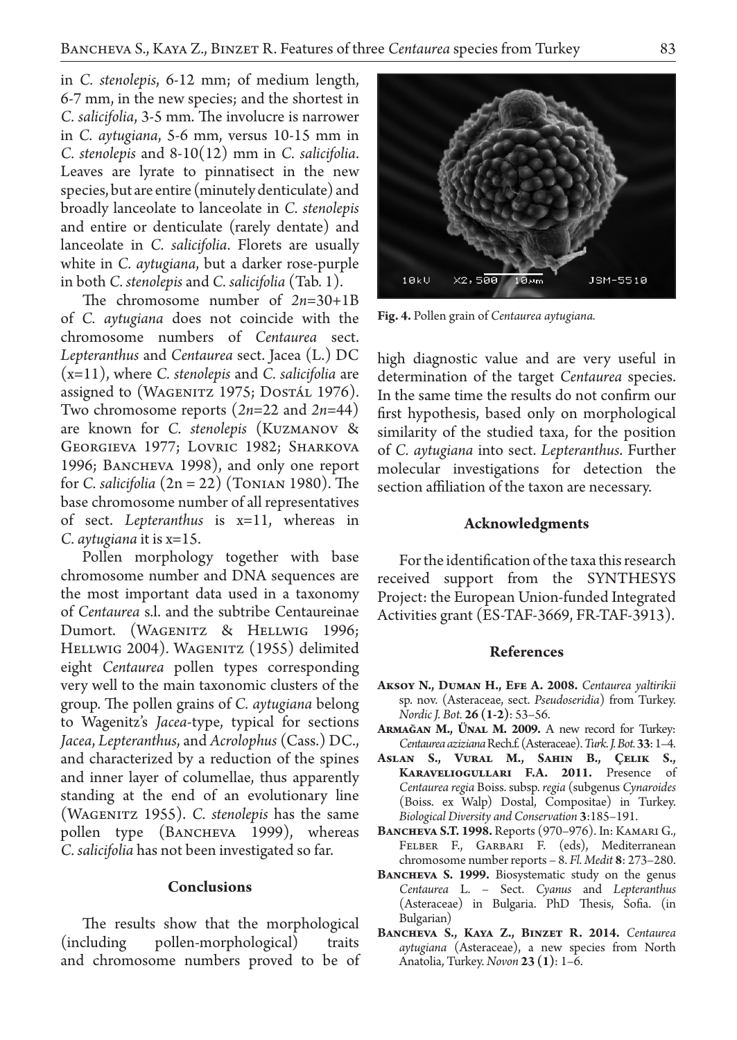in *C. stenolepis*, 6-12 mm; of medium length, 6-7 mm, in the new species; and the shortest in *C. salicifolia*, 3-5 mm. The involucre is narrower in *C. aytugiana*, 5-6 mm, versus 10-15 mm in *C. stenolepis* and 8-10(12) mm in *C. salicifolia*. Leaves are lyrate to pinnatisect in the new species, but are entire (minutely denticulate) and broadly lanceolate to lanceolate in *C. stenolepis* and entire or denticulate (rarely dentate) and lanceolate in *C. salicifolia*. Florets are usually white in *C. aytugiana*, but a darker rose-purple in both *C. stenolepis* and *C. salicifolia* (Tab. 1).

The chromosome number of $2n$=30+1B of *C. aytugiana* does not coincide with the chromosome numbers of *Centaurea* sect. *Lepteranthus* and *Centaurea* sect. Jacea (L.) DC (x=11), where *C. stenolepis* and *C. salicifolia* are assigned to (Wagenitz 1975; Dostál 1976). Two chromosome reports ($2n$=22 and $2n$=44) are known for *C. stenolepis* (Kuzmanov & Georgieva 1977; Lovric 1982; Sharkova 1996; Bancheva 1998), and only one report for *C. salicifolia* (2n = 22) (Tonian 1980). The base chromosome number of all representatives of sect. *Lepteranthus* is x=11, whereas in *C. aytugiana* it is x=15.

Pollen morphology together with base chromosome number and DNA sequences are the most important data used in a taxonomy of *Centaurea* s.l. and the subtribe Centaureinae Dumort. (Wagenitz & Hellwig 1996; Hellwig 2004). Wagenitz (1955) delimited eight *Centaurea* pollen types corresponding very well to the main taxonomic clusters of the group. The pollen grains of *C. aytugiana* belong to Wagenitz's *Jacea*-type, typical for sections *Jacea*, *Lepteranthus*, and *Acrolophus* (Cass.) DC., and characterized by a reduction of the spines and inner layer of columellae, thus apparently standing at the end of an evolutionary line (Wagenitz 1955). *C. stenolepis* has the same pollen type (Bancheva 1999), whereas *C. salicifolia* has not been investigated so far.

**Fig. 4.** Pollen grain of *Centaurea aytugiana.*

## Conclusions

The results show that the morphological (including pollen-morphological) traits and chromosome numbers proved to be of high diagnostic value and are very useful in determination of the target *Centaurea* species. In the same time the results do not confirm our first hypothesis, based only on morphological similarity of the studied taxa, for the position of *C. aytugiana* into sect. *Lepteranthus*. Further molecular investigations for detection the section affiliation of the taxon are necessary.

## Acknowledgments

For the identification of the taxa this research received support from the SYNTHESYS Project: the European Union-funded Integrated Activities grant (ES-TAF-3669, FR-TAF-3913).

## References

**Aksoy N., Duman H., Efe A. 2008.** *Centaurea yaltirikii* sp. nov. (Asteraceae, sect. *Pseudoseridia*) from Turkey. *Nordic J. Bot.* **26 (1-2)**: 53–56.

**Armağan M., Ünal M. 2009.** A new record for Turkey: *Centaurea aziziana* Rech.f. (Asteraceae). *Turk. J. Bot.* **33**: 1–4.

**Aslan S., Vural M., Sahin B., Çelik S., Karavelioguллари F.A. 2011.** Presence of *Centaurea regia* Boiss. subsp. *regia* (subgenus *Cynaroides* (Boiss. ex Walp) Dostal, Compositae) in Turkey. *Biological Diversity and Conservation* **3**:185–191.

**Bancheva S.T. 1998.** Reports (970–976). In: Kamari G., Felber F., Garbari F. (eds), Mediterranean chromosome number reports – 8. *Fl. Medit* **8**: 273–280.

**Bancheva S. 1999.** Biosystematic study on the genus *Centaurea* L. – Sect. *Cyanus* and *Lepteranthus* (Asteraceae) in Bulgaria. PhD Thesis, Sofia. (in Bulgarian)

**Bancheva S., Kaya Z., Binzet R. 2014.** *Centaurea aytugiana* (Asteraceae), a new species from North Anatolia, Turkey. *Novon* **23 (1)**: 1–6.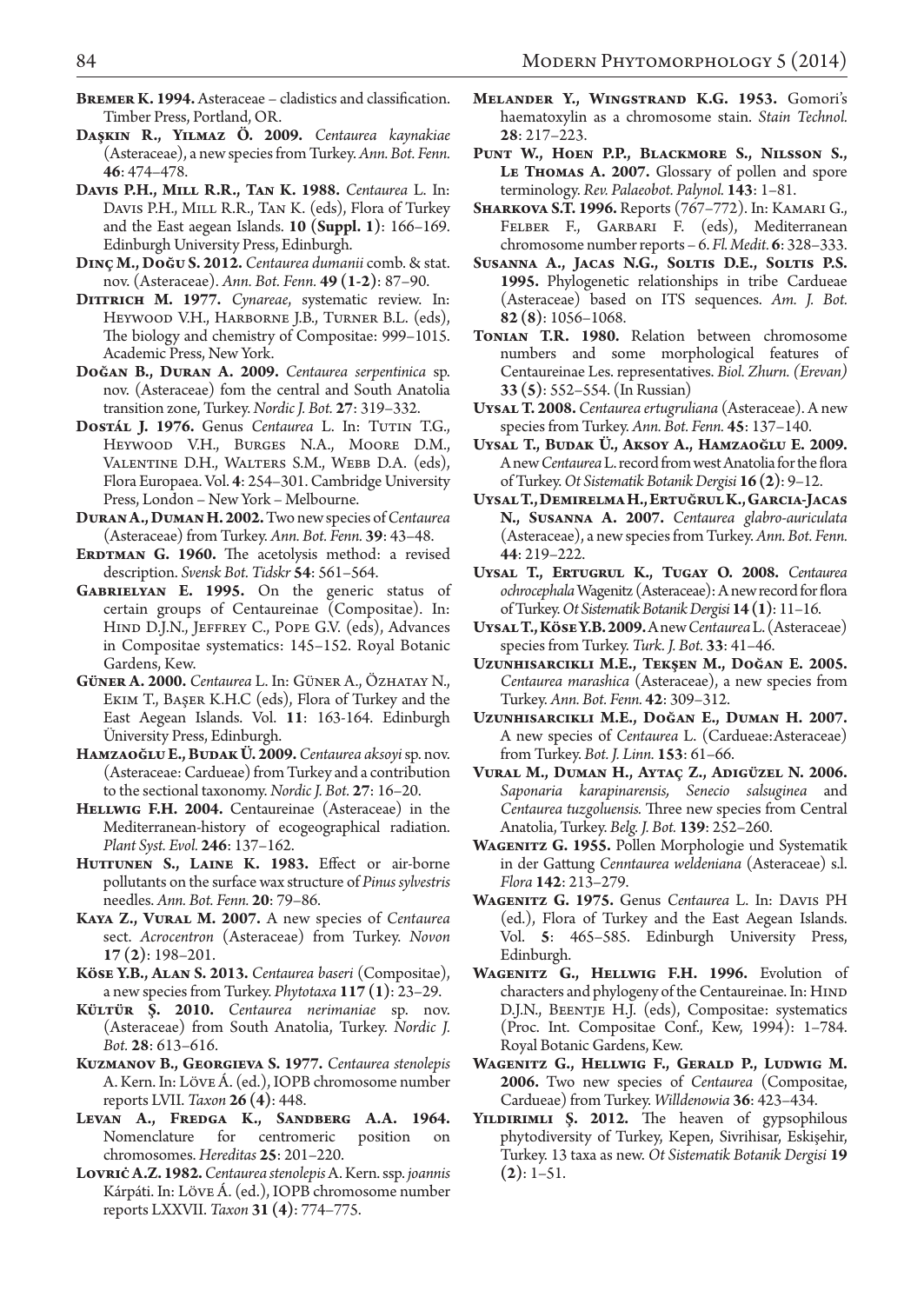**Bremer K. 1994.** Asteraceae – cladistics and classification. Timber Press, Portland, OR.

**Daşkin R., Yilmaz Ö. 2009.** *Centaurea kaynakiae* (Asteraceae), a new species from Turkey. *Ann. Bot. Fenn.* **46**: 474–478.

**Davis P.H., Mill R.R., Tan K. 1988.** *Centaurea* L. In: Davis P.H., Mill R.R., Tan K. (eds), Flora of Turkey and the East aegean Islands. **10 (Suppl. 1)**: 166–169. Edinburgh University Press, Edinburgh.

**Dinç M., Doğu S. 2012.** *Centaurea dumanii* comb. & stat. nov. (Asteraceae). *Ann. Bot. Fenn.* **49 (1-2)**: 87–90.

**Dittrich M. 1977.** *Cynareae*, systematic review. In: Heywood V.H., Harborne J.B., Turner B.L. (eds), The biology and chemistry of Compositae: 999–1015. Academic Press, New York.

**Doğan B., Duran A. 2009.** *Centaurea serpentinica* sp. nov. (Asteraceae) fom the central and South Anatolia transition zone, Turkey. *Nordic J. Bot.* **27**: 319–332.

**Dostál J. 1976.** Genus *Centaurea* L. In: Tutin T.G., Heywood V.H., Burges N.A., Moore D.M., Valentine D.H., Walters S.M., Webb D.A. (eds), Flora Europaea. Vol. **4**: 254–301. Cambridge University Press, London – New York – Melbourne.

**Duran A., Duman H. 2002.** Two new species of *Centaurea* (Asteraceae) from Turkey. *Ann. Bot. Fenn.* **39**: 43–48.

**Erdtman G. 1960.** The acetolysis method: a revised description. *Svensk Bot. Tidskr* **54**: 561–564.

**Gabrielyan E. 1995.** On the generic status of certain groups of Centaureinae (Compositae). In: Hind D.J.N., Jeffrey C., Pope G.V. (eds), Advances in Compositae systematics: 145–152. Royal Botanic Gardens, Kew.

**Güner A. 2000.** *Centaurea* L. In: Güner A., Özhatay N., Ekim T., Başer K.H.C (eds), Flora of Turkey and the East Aegean Islands. Vol. **11**: 163-164. Edinburgh Üniversity Press, Edinburgh.

**Hamzaoğlu E., Budak Ü. 2009.** *Centaurea aksoyi* sp. nov. (Asteraceae: Cardueae) from Turkey and a contribution to the sectional taxonomy. *Nordic J. Bot.* **27**: 16–20.

**Hellwig F.H. 2004.** Centaureinae (Asteraceae) in the Mediterranean-history of ecogeographical radiation. *Plant Syst. Evol.* **246**: 137–162.

**Huttunen S., Laine K. 1983.** Effect or air-borne pollutants on the surface wax structure of *Pinus sylvestris* needles. *Ann. Bot. Fenn.* **20**: 79–86.

**Kaya Z., Vural M. 2007.** A new species of *Centaurea* sect. *Acrocentron* (Asteraceae) from Turkey. *Novon* **17 (2)**: 198–201.

**Köse Y.B., Alan S. 2013.** *Centaurea baseri* (Compositae), a new species from Turkey. *Phytotaxa* **117 (1)**: 23–29.

**Kültür Ş. 2010.** *Centaurea nerimaniae* sp. nov. (Asteraceae) from South Anatolia, Turkey. *Nordic J. Bot.* **28**: 613–616.

**Kuzmanov B., Georgieva S. 1977.** *Centaurea stenolepis* A. Kern. In: Löve Á. (ed.), IOPB chromosome number reports LVII. *Taxon* **26 (4)**: 448.

**Levan A., Fredga K., Sandberg A.A. 1964.** Nomenclature for centromeric position on chromosomes. *Hereditas* **25**: 201–220.

**Lovrič A.Z. 1982.** *Centaurea stenolepis* A. Kern. ssp. *joannis* Kárpáti. In: Löve Á. (ed.), IOPB chromosome number reports LXXVII. *Taxon* **31 (4)**: 774–775.

**Melander Y., Wingstrand K.G. 1953.** Gomori's haematoxylin as a chromosome stain. *Stain Technol.* **28**: 217–223.

**Punt W., Hoen P.P., Blackmore S., Nilsson S., Le Thomas A. 2007.** Glossary of pollen and spore terminology. *Rev. Palaeobot. Palynol.* **143**: 1–81.

**Sharkova S.T. 1996.** Reports (767–772). In: Kamari G., Felber F., Garbari F. (eds), Mediterranean chromosome number reports – 6. *Fl. Medit.* **6**: 328–333.

**Susanna A., Jacas N.G., Soltis D.E., Soltis P.S. 1995.** Phylogenetic relationships in tribe Cardueae (Asteraceae) based on ITS sequences. *Am. J. Bot.* **82 (8)**: 1056–1068.

**Tonian T.R. 1980.** Relation between chromosome numbers and some morphological features of Centaureinae Les. representatives. *Biol. Zhurn. (Erevan)* **33 (5)**: 552–554. (In Russian)

**Uysal T. 2008.** *Centaurea ertugruliana* (Asteraceae). A new species from Turkey. *Ann. Bot. Fenn.* **45**: 137–140.

**Uysal T., Budak Ü., Aksoy A., Hamzaoğlu E. 2009.** A new *Centaurea* L. record from west Anatolia for the flora of Turkey. *Ot Sistematik Botanik Dergisi* **16 (2)**: 9–12.

**Uysal T., Demirelma H., Ertuğrul K., Garcia-Jacas N., Susanna A. 2007.** *Centaurea glabro-auriculata* (Asteraceae), a new species from Turkey. *Ann. Bot. Fenn.* **44**: 219–222.

**Uysal T., Ertugrul K., Tugay O. 2008.** *Centaurea ochrocephala* Wagenitz (Asteraceae): A new record for flora of Turkey. *Ot Sistematik Botanik Dergisi* **14 (1)**: 11–16.

**Uysal T., Köse Y.B. 2009.** A new *Centaurea* L. (Asteraceae) species from Turkey. *Turk. J. Bot.* **33**: 41–46.

**Uzunhisarcikli M.E., Tekşen M., Doğan E. 2005.** *Centaurea marashica* (Asteraceae), a new species from Turkey. *Ann. Bot. Fenn.* **42**: 309–312.

**Uzunhisarcikli M.E., Doğan E., Duman H. 2007.** A new species of *Centaurea* L. (Cardueae:Asteraceae) from Turkey. *Bot. J. Linn.* **153**: 61–66.

**Vural M., Duman H., Aytaç Z., Adigüzel N. 2006.** *Saponaria karapinarensis, Senecio salsuginea* and *Centaurea tuzgoluensis.* Three new species from Central Anatolia, Turkey. *Belg. J. Bot.* **139**: 252–260.

**Wagenitz G. 1955.** Pollen Morphologie und Systematik in der Gattung *Cenntaurea weldeniana* (Asteraceae) s.l. *Flora* **142**: 213–279.

**Wagenitz G. 1975.** Genus *Centaurea* L. In: Davis PH (ed.), Flora of Turkey and the East Aegean Islands. Vol. **5**: 465–585. Edinburgh University Press, Edinburgh.

**Wagenitz G., Hellwig F.H. 1996.** Evolution of characters and phylogeny of the Centaureinae. In: Hind D.J.N., Beentje H.J. (eds), Compositae: systematics (Proc. Int. Compositae Conf., Kew, 1994): 1–784. Royal Botanic Gardens, Kew.

**Wagenitz G., Hellwig F., Gerald P., Ludwig M. 2006.** Two new species of *Centaurea* (Compositae, Cardueae) from Turkey. *Willdenowia* **36**: 423–434.

**Yildirimli Ş. 2012.** The heaven of gypsophilous phytodiversity of Turkey, Kepen, Sivrihisar, Eskişehir, Turkey. 13 taxa as new. *Ot Sistematik Botanik Dergisi* **19 (2)**: 1–51.